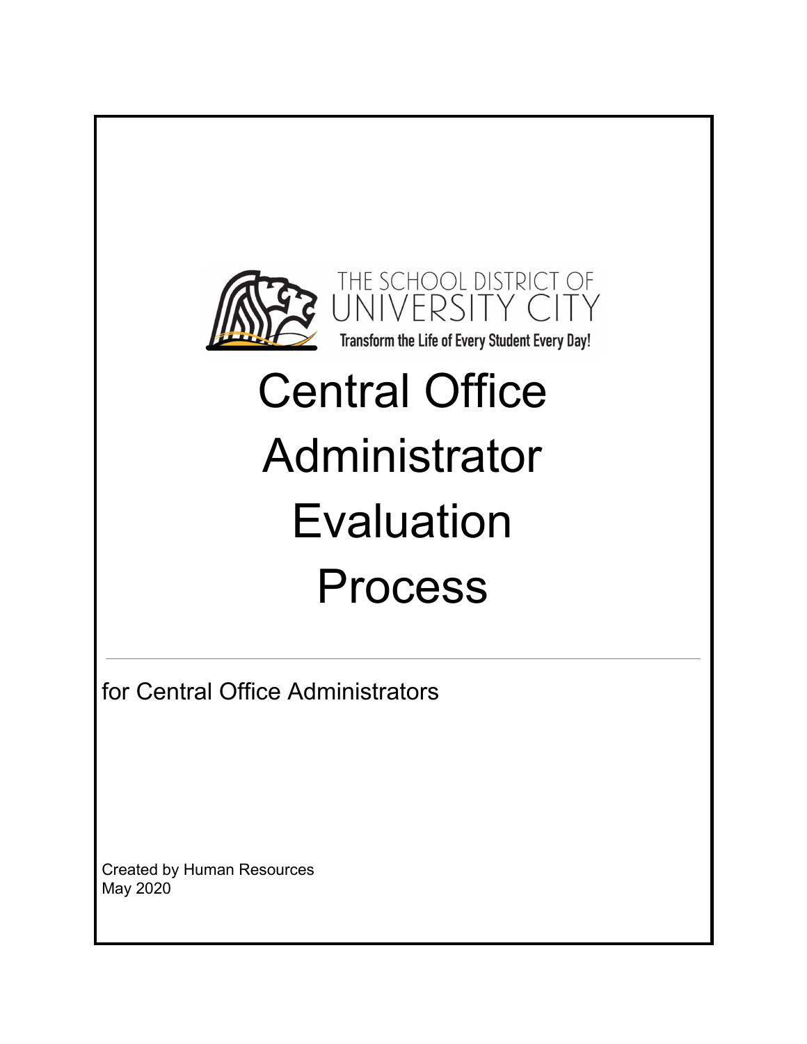THE SCHOOL DISTRICT OF UNIVERSITY CITY

Transform the Life of Every Student Every Day!

# Central Office Administrator Evaluation Process

for Central Office Administrators

Created by Human Resources
May 2020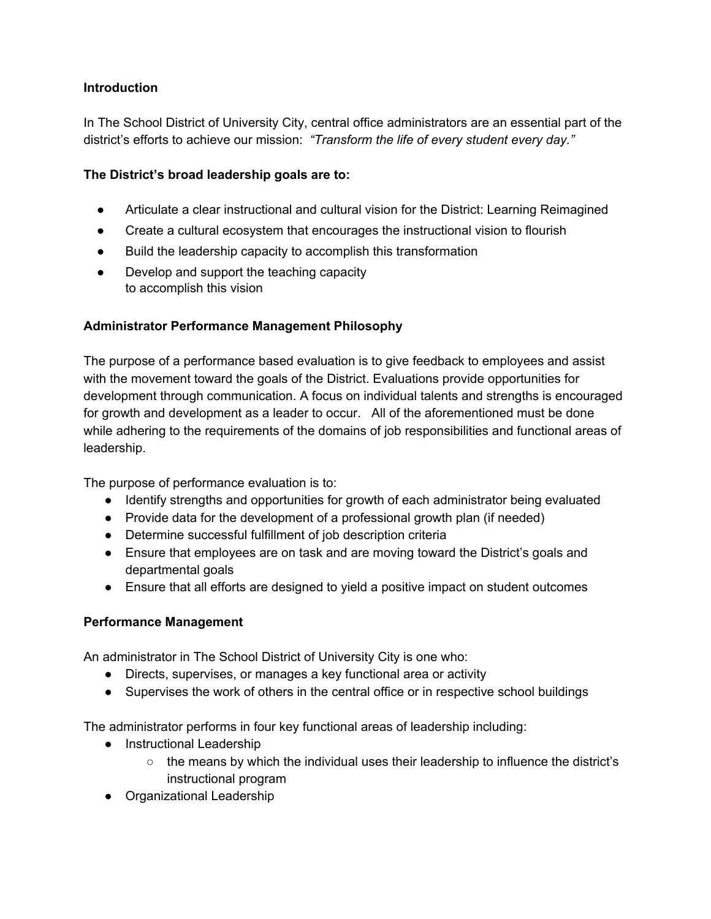**Introduction**

In The School District of University City, central office administrators are an essential part of the district's efforts to achieve our mission: *"Transform the life of every student every day."*

**The District's broad leadership goals are to:**

- Articulate a clear instructional and cultural vision for the District: Learning Reimagined
- Create a cultural ecosystem that encourages the instructional vision to flourish
- Build the leadership capacity to accomplish this transformation
- Develop and support the teaching capacity to accomplish this vision

**Administrator Performance Management Philosophy**

The purpose of a performance based evaluation is to give feedback to employees and assist with the movement toward the goals of the District. Evaluations provide opportunities for development through communication. A focus on individual talents and strengths is encouraged for growth and development as a leader to occur. All of the aforementioned must be done while adhering to the requirements of the domains of job responsibilities and functional areas of leadership.

The purpose of performance evaluation is to:

- Identify strengths and opportunities for growth of each administrator being evaluated
- Provide data for the development of a professional growth plan (if needed)
- Determine successful fulfillment of job description criteria
- Ensure that employees are on task and are moving toward the District's goals and departmental goals
- Ensure that all efforts are designed to yield a positive impact on student outcomes

**Performance Management**

An administrator in The School District of University City is one who:

- Directs, supervises, or manages a key functional area or activity
- Supervises the work of others in the central office or in respective school buildings

The administrator performs in four key functional areas of leadership including:

- Instructional Leadership
  - the means by which the individual uses their leadership to influence the district's instructional program
- Organizational Leadership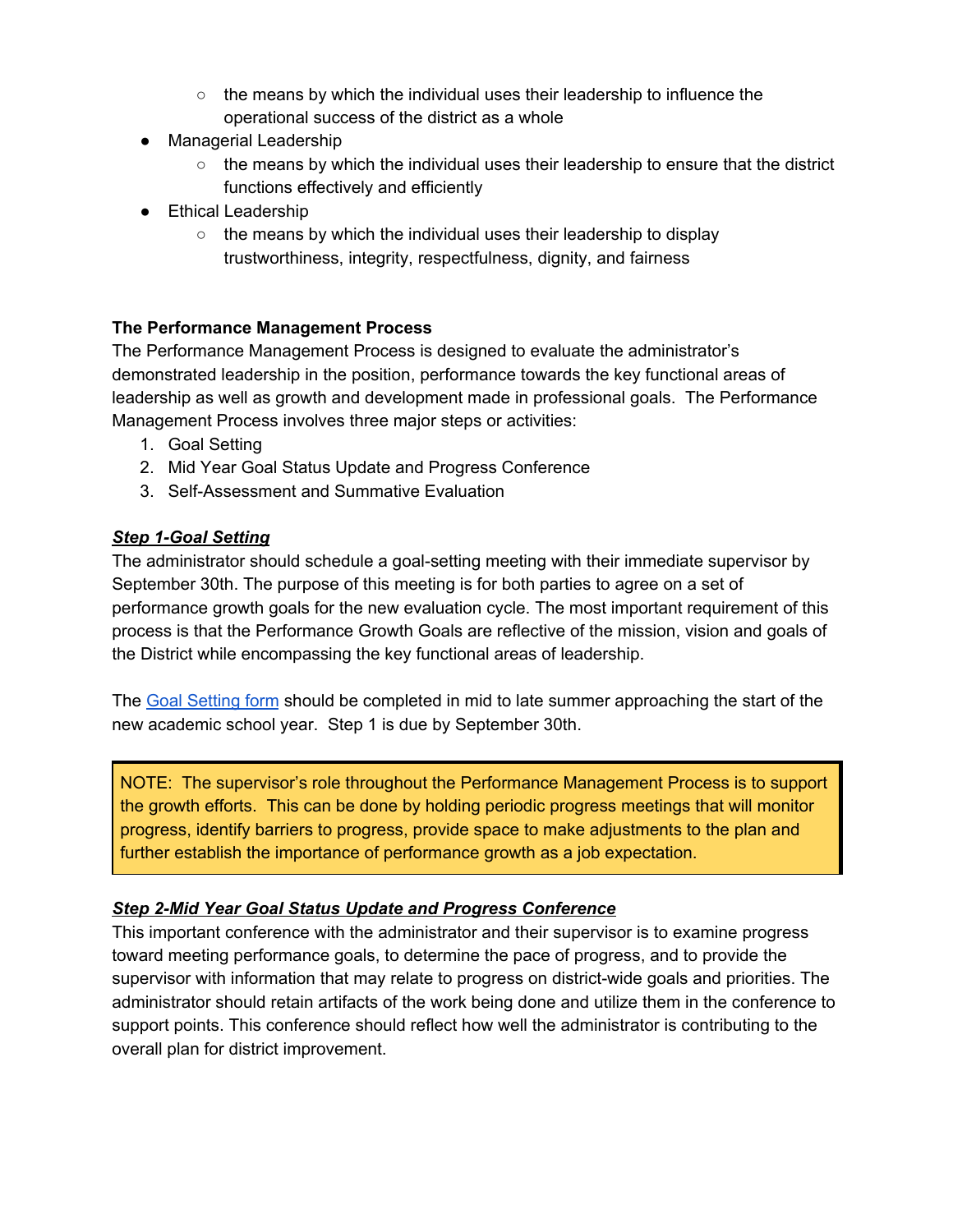- the means by which the individual uses their leadership to influence the operational success of the district as a whole
- Managerial Leadership
    - the means by which the individual uses their leadership to ensure that the district functions effectively and efficiently
- Ethical Leadership
    - the means by which the individual uses their leadership to display trustworthiness, integrity, respectfulness, dignity, and fairness

**The Performance Management Process**

The Performance Management Process is designed to evaluate the administrator's demonstrated leadership in the position, performance towards the key functional areas of leadership as well as growth and development made in professional goals. The Performance Management Process involves three major steps or activities:

1. Goal Setting
2. Mid Year Goal Status Update and Progress Conference
3. Self-Assessment and Summative Evaluation

***<u>Step 1-Goal Setting</u>***

The administrator should schedule a goal-setting meeting with their immediate supervisor by September 30th. The purpose of this meeting is for both parties to agree on a set of performance growth goals for the new evaluation cycle. The most important requirement of this process is that the Performance Growth Goals are reflective of the mission, vision and goals of the District while encompassing the key functional areas of leadership.

The Goal Setting form should be completed in mid to late summer approaching the start of the new academic school year. Step 1 is due by September 30th.

> NOTE: The supervisor's role throughout the Performance Management Process is to support the growth efforts. This can be done by holding periodic progress meetings that will monitor progress, identify barriers to progress, provide space to make adjustments to the plan and further establish the importance of performance growth as a job expectation.

***<u>Step 2-Mid Year Goal Status Update and Progress Conference</u>***

This important conference with the administrator and their supervisor is to examine progress toward meeting performance goals, to determine the pace of progress, and to provide the supervisor with information that may relate to progress on district-wide goals and priorities. The administrator should retain artifacts of the work being done and utilize them in the conference to support points. This conference should reflect how well the administrator is contributing to the overall plan for district improvement.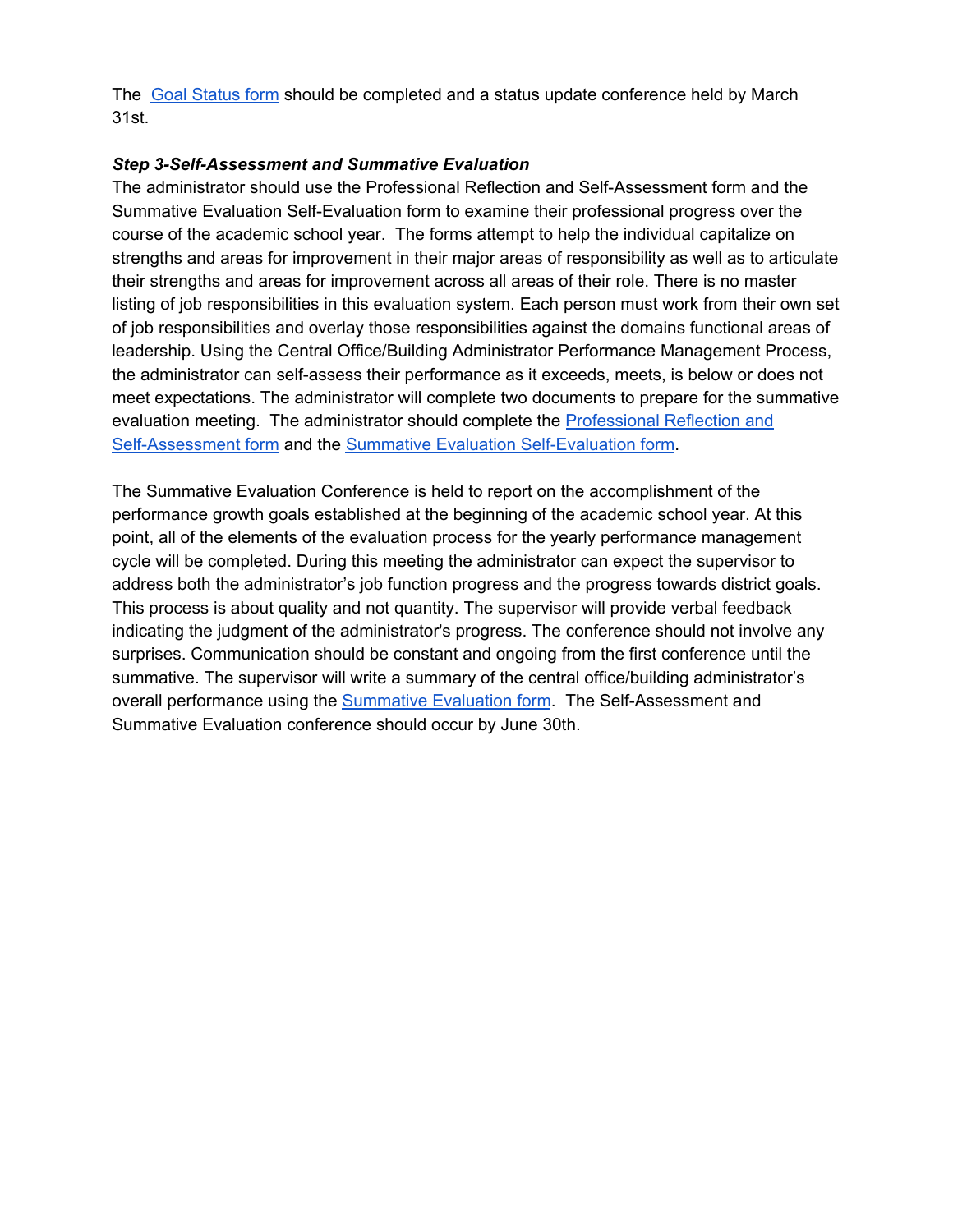The Goal Status form should be completed and a status update conference held by March 31st.

***Step 3-Self-Assessment and Summative Evaluation***

The administrator should use the Professional Reflection and Self-Assessment form and the Summative Evaluation Self-Evaluation form to examine their professional progress over the course of the academic school year. The forms attempt to help the individual capitalize on strengths and areas for improvement in their major areas of responsibility as well as to articulate their strengths and areas for improvement across all areas of their role. There is no master listing of job responsibilities in this evaluation system. Each person must work from their own set of job responsibilities and overlay those responsibilities against the domains functional areas of leadership. Using the Central Office/Building Administrator Performance Management Process, the administrator can self-assess their performance as it exceeds, meets, is below or does not meet expectations. The administrator will complete two documents to prepare for the summative evaluation meeting. The administrator should complete the Professional Reflection and Self-Assessment form and the Summative Evaluation Self-Evaluation form.

The Summative Evaluation Conference is held to report on the accomplishment of the performance growth goals established at the beginning of the academic school year. At this point, all of the elements of the evaluation process for the yearly performance management cycle will be completed. During this meeting the administrator can expect the supervisor to address both the administrator's job function progress and the progress towards district goals. This process is about quality and not quantity. The supervisor will provide verbal feedback indicating the judgment of the administrator's progress. The conference should not involve any surprises. Communication should be constant and ongoing from the first conference until the summative. The supervisor will write a summary of the central office/building administrator's overall performance using the Summative Evaluation form. The Self-Assessment and Summative Evaluation conference should occur by June 30th.